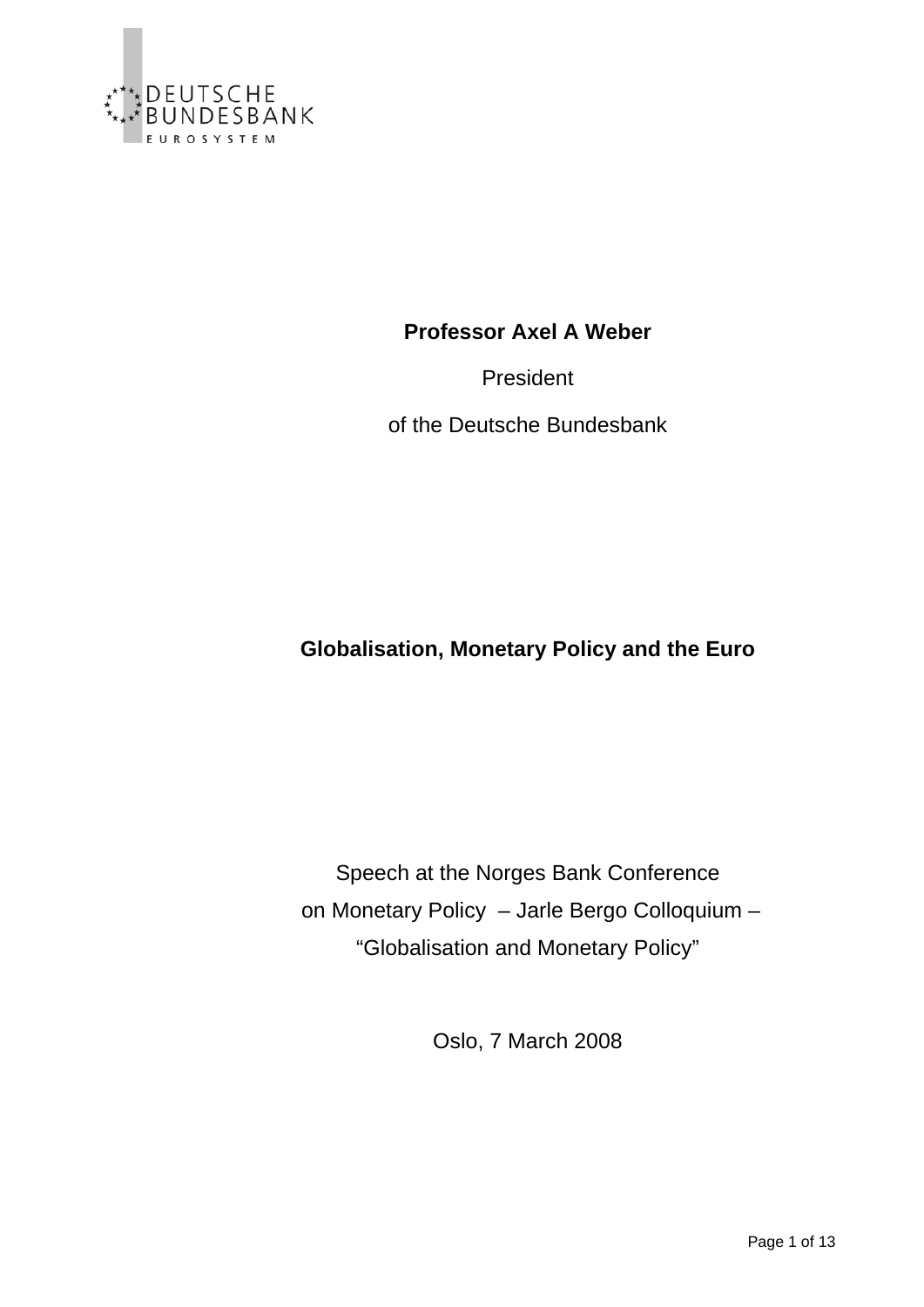DEUTSCHE BUNDESBANK
EUROSYSTEM

**Professor Axel A Weber**

President

of the Deutsche Bundesbank

# Globalisation, Monetary Policy and the Euro

Speech at the Norges Bank Conference
on Monetary Policy – Jarle Bergo Colloquium –
"Globalisation and Monetary Policy"

Oslo, 7 March 2008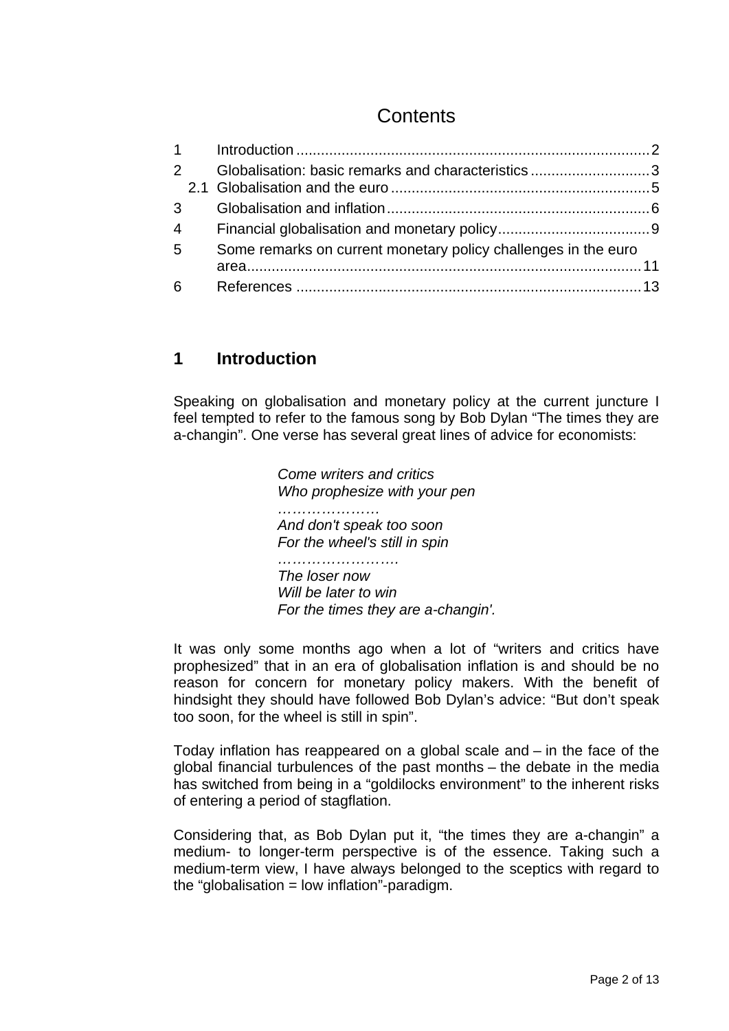# Contents

| | | |
|---|---|---|
| 1 | Introduction | 2 |
| 2 | Globalisation: basic remarks and characteristics | 3 |
| 2.1 | Globalisation and the euro | 5 |
| 3 | Globalisation and inflation | 6 |
| 4 | Financial globalisation and monetary policy | 9 |
| 5 | Some remarks on current monetary policy challenges in the euro area | 11 |
| 6 | References | 13 |

## 1 Introduction

Speaking on globalisation and monetary policy at the current juncture I feel tempted to refer to the famous song by Bob Dylan "The times they are a-changin". One verse has several great lines of advice for economists:

> *Come writers and critics*
> *Who prophesize with your pen*
> *…………………*
> *And don't speak too soon*
> *For the wheel's still in spin*
> *…………………….*
> *The loser now*
> *Will be later to win*
> *For the times they are a-changin'.*

It was only some months ago when a lot of "writers and critics have prophesized" that in an era of globalisation inflation is and should be no reason for concern for monetary policy makers. With the benefit of hindsight they should have followed Bob Dylan's advice: "But don't speak too soon, for the wheel is still in spin".

Today inflation has reappeared on a global scale and – in the face of the global financial turbulences of the past months – the debate in the media has switched from being in a "goldilocks environment" to the inherent risks of entering a period of stagflation.

Considering that, as Bob Dylan put it, "the times they are a-changin" a medium- to longer-term perspective is of the essence. Taking such a medium-term view, I have always belonged to the sceptics with regard to the "globalisation = low inflation"-paradigm.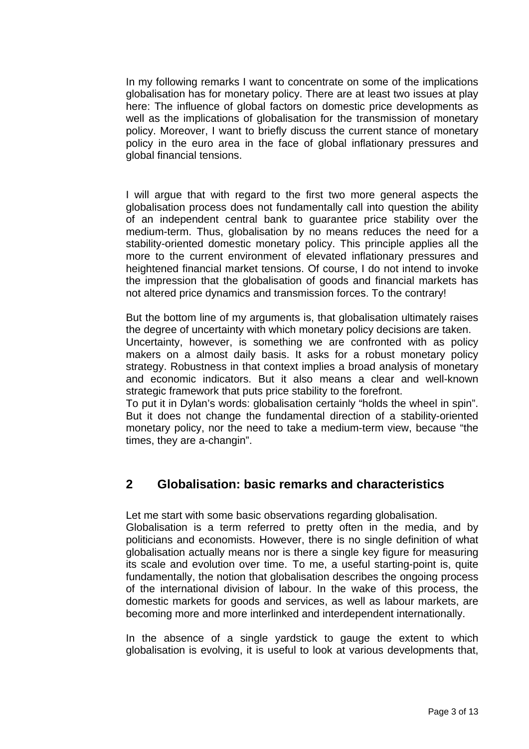In my following remarks I want to concentrate on some of the implications globalisation has for monetary policy. There are at least two issues at play here: The influence of global factors on domestic price developments as well as the implications of globalisation for the transmission of monetary policy. Moreover, I want to briefly discuss the current stance of monetary policy in the euro area in the face of global inflationary pressures and global financial tensions.

I will argue that with regard to the first two more general aspects the globalisation process does not fundamentally call into question the ability of an independent central bank to guarantee price stability over the medium-term. Thus, globalisation by no means reduces the need for a stability-oriented domestic monetary policy. This principle applies all the more to the current environment of elevated inflationary pressures and heightened financial market tensions. Of course, I do not intend to invoke the impression that the globalisation of goods and financial markets has not altered price dynamics and transmission forces. To the contrary!

But the bottom line of my arguments is, that globalisation ultimately raises the degree of uncertainty with which monetary policy decisions are taken. Uncertainty, however, is something we are confronted with as policy makers on a almost daily basis. It asks for a robust monetary policy strategy. Robustness in that context implies a broad analysis of monetary and economic indicators. But it also means a clear and well-known strategic framework that puts price stability to the forefront.
To put it in Dylan's words: globalisation certainly "holds the wheel in spin". But it does not change the fundamental direction of a stability-oriented monetary policy, nor the need to take a medium-term view, because "the times, they are a-changin".

## 2 Globalisation: basic remarks and characteristics

Let me start with some basic observations regarding globalisation.
Globalisation is a term referred to pretty often in the media, and by politicians and economists. However, there is no single definition of what globalisation actually means nor is there a single key figure for measuring its scale and evolution over time. To me, a useful starting-point is, quite fundamentally, the notion that globalisation describes the ongoing process of the international division of labour. In the wake of this process, the domestic markets for goods and services, as well as labour markets, are becoming more and more interlinked and interdependent internationally.

In the absence of a single yardstick to gauge the extent to which globalisation is evolving, it is useful to look at various developments that,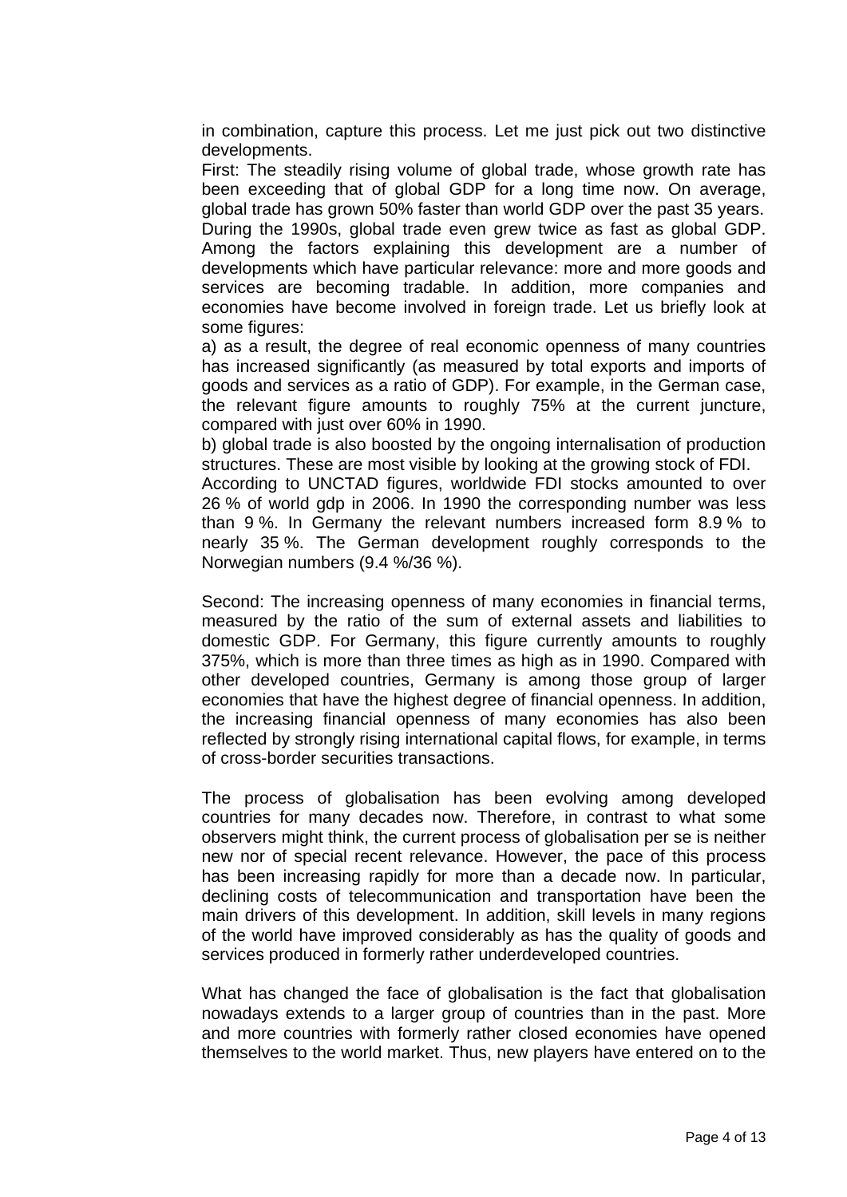in combination, capture this process. Let me just pick out two distinctive developments.

First: The steadily rising volume of global trade, whose growth rate has been exceeding that of global GDP for a long time now. On average, global trade has grown 50% faster than world GDP over the past 35 years. During the 1990s, global trade even grew twice as fast as global GDP. Among the factors explaining this development are a number of developments which have particular relevance: more and more goods and services are becoming tradable. In addition, more companies and economies have become involved in foreign trade. Let us briefly look at some figures:

a) as a result, the degree of real economic openness of many countries has increased significantly (as measured by total exports and imports of goods and services as a ratio of GDP). For example, in the German case, the relevant figure amounts to roughly 75% at the current juncture, compared with just over 60% in 1990.

b) global trade is also boosted by the ongoing internalisation of production structures. These are most visible by looking at the growing stock of FDI.

According to UNCTAD figures, worldwide FDI stocks amounted to over 26 % of world gdp in 2006. In 1990 the corresponding number was less than 9 %. In Germany the relevant numbers increased form 8.9 % to nearly 35 %. The German development roughly corresponds to the Norwegian numbers (9.4 %/36 %).

Second: The increasing openness of many economies in financial terms, measured by the ratio of the sum of external assets and liabilities to domestic GDP. For Germany, this figure currently amounts to roughly 375%, which is more than three times as high as in 1990. Compared with other developed countries, Germany is among those group of larger economies that have the highest degree of financial openness. In addition, the increasing financial openness of many economies has also been reflected by strongly rising international capital flows, for example, in terms of cross-border securities transactions.

The process of globalisation has been evolving among developed countries for many decades now. Therefore, in contrast to what some observers might think, the current process of globalisation per se is neither new nor of special recent relevance. However, the pace of this process has been increasing rapidly for more than a decade now. In particular, declining costs of telecommunication and transportation have been the main drivers of this development. In addition, skill levels in many regions of the world have improved considerably as has the quality of goods and services produced in formerly rather underdeveloped countries.

What has changed the face of globalisation is the fact that globalisation nowadays extends to a larger group of countries than in the past. More and more countries with formerly rather closed economies have opened themselves to the world market. Thus, new players have entered on to the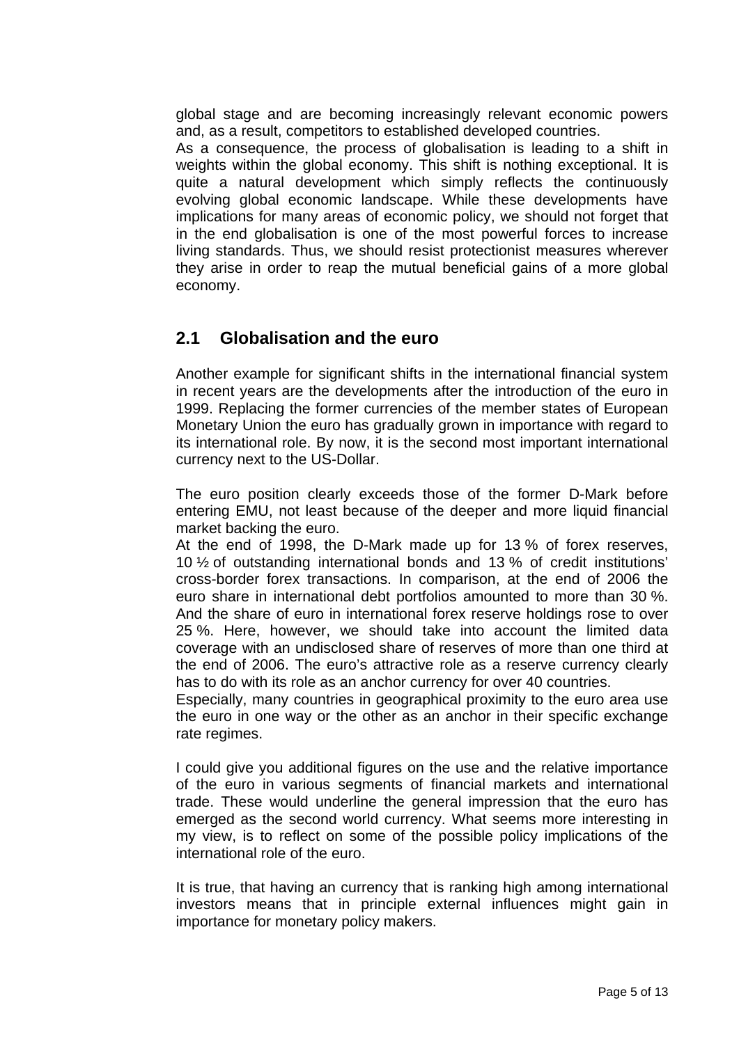global stage and are becoming increasingly relevant economic powers and, as a result, competitors to established developed countries.

As a consequence, the process of globalisation is leading to a shift in weights within the global economy. This shift is nothing exceptional. It is quite a natural development which simply reflects the continuously evolving global economic landscape. While these developments have implications for many areas of economic policy, we should not forget that in the end globalisation is one of the most powerful forces to increase living standards. Thus, we should resist protectionist measures wherever they arise in order to reap the mutual beneficial gains of a more global economy.

## 2.1 Globalisation and the euro

Another example for significant shifts in the international financial system in recent years are the developments after the introduction of the euro in 1999. Replacing the former currencies of the member states of European Monetary Union the euro has gradually grown in importance with regard to its international role. By now, it is the second most important international currency next to the US-Dollar.

The euro position clearly exceeds those of the former D-Mark before entering EMU, not least because of the deeper and more liquid financial market backing the euro.

At the end of 1998, the D-Mark made up for 13 % of forex reserves, 10 ½ of outstanding international bonds and 13 % of credit institutions' cross-border forex transactions. In comparison, at the end of 2006 the euro share in international debt portfolios amounted to more than 30 %. And the share of euro in international forex reserve holdings rose to over 25 %. Here, however, we should take into account the limited data coverage with an undisclosed share of reserves of more than one third at the end of 2006. The euro's attractive role as a reserve currency clearly has to do with its role as an anchor currency for over 40 countries.

Especially, many countries in geographical proximity to the euro area use the euro in one way or the other as an anchor in their specific exchange rate regimes.

I could give you additional figures on the use and the relative importance of the euro in various segments of financial markets and international trade. These would underline the general impression that the euro has emerged as the second world currency. What seems more interesting in my view, is to reflect on some of the possible policy implications of the international role of the euro.

It is true, that having an currency that is ranking high among international investors means that in principle external influences might gain in importance for monetary policy makers.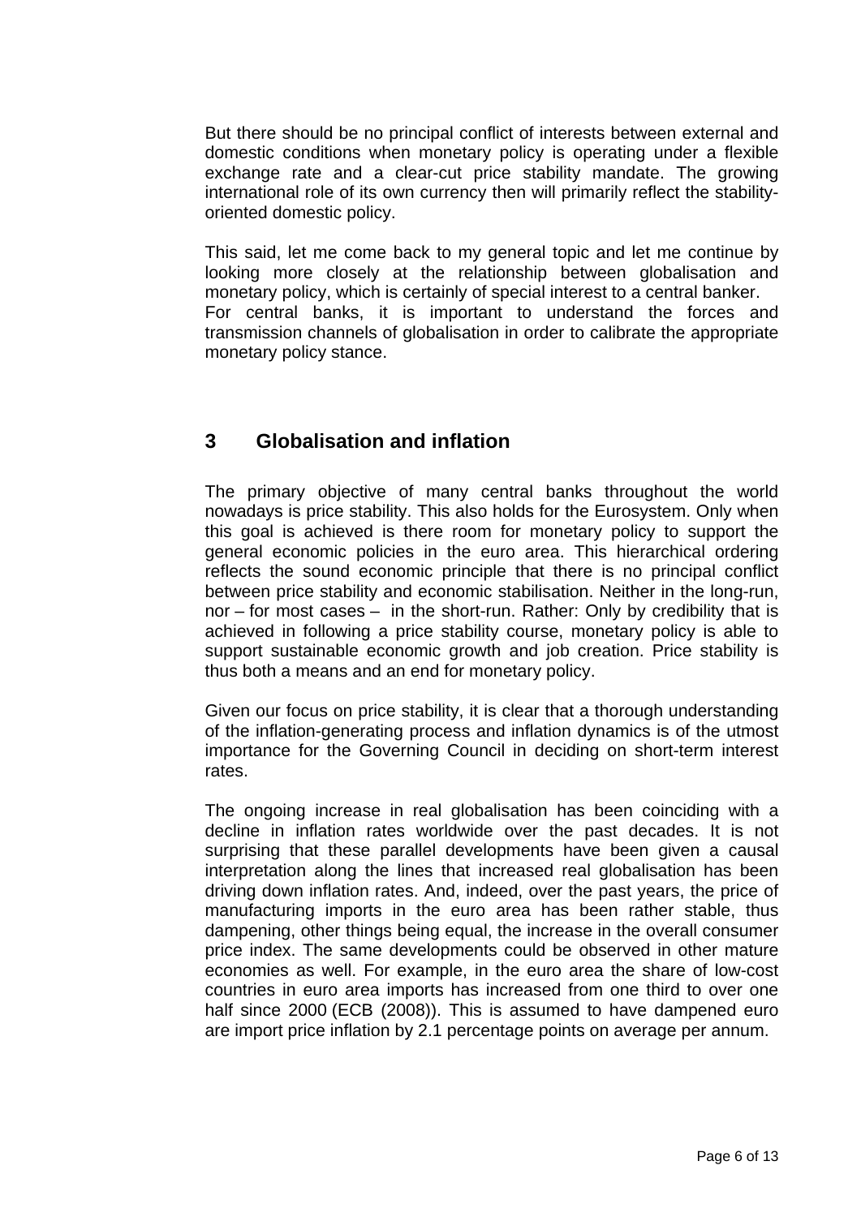But there should be no principal conflict of interests between external and domestic conditions when monetary policy is operating under a flexible exchange rate and a clear-cut price stability mandate. The growing international role of its own currency then will primarily reflect the stability-oriented domestic policy.

This said, let me come back to my general topic and let me continue by looking more closely at the relationship between globalisation and monetary policy, which is certainly of special interest to a central banker. For central banks, it is important to understand the forces and transmission channels of globalisation in order to calibrate the appropriate monetary policy stance.

## 3 Globalisation and inflation

The primary objective of many central banks throughout the world nowadays is price stability. This also holds for the Eurosystem. Only when this goal is achieved is there room for monetary policy to support the general economic policies in the euro area. This hierarchical ordering reflects the sound economic principle that there is no principal conflict between price stability and economic stabilisation. Neither in the long-run, nor – for most cases – in the short-run. Rather: Only by credibility that is achieved in following a price stability course, monetary policy is able to support sustainable economic growth and job creation. Price stability is thus both a means and an end for monetary policy.

Given our focus on price stability, it is clear that a thorough understanding of the inflation-generating process and inflation dynamics is of the utmost importance for the Governing Council in deciding on short-term interest rates.

The ongoing increase in real globalisation has been coinciding with a decline in inflation rates worldwide over the past decades. It is not surprising that these parallel developments have been given a causal interpretation along the lines that increased real globalisation has been driving down inflation rates. And, indeed, over the past years, the price of manufacturing imports in the euro area has been rather stable, thus dampening, other things being equal, the increase in the overall consumer price index. The same developments could be observed in other mature economies as well. For example, in the euro area the share of low-cost countries in euro area imports has increased from one third to over one half since 2000 (ECB (2008)). This is assumed to have dampened euro are import price inflation by 2.1 percentage points on average per annum.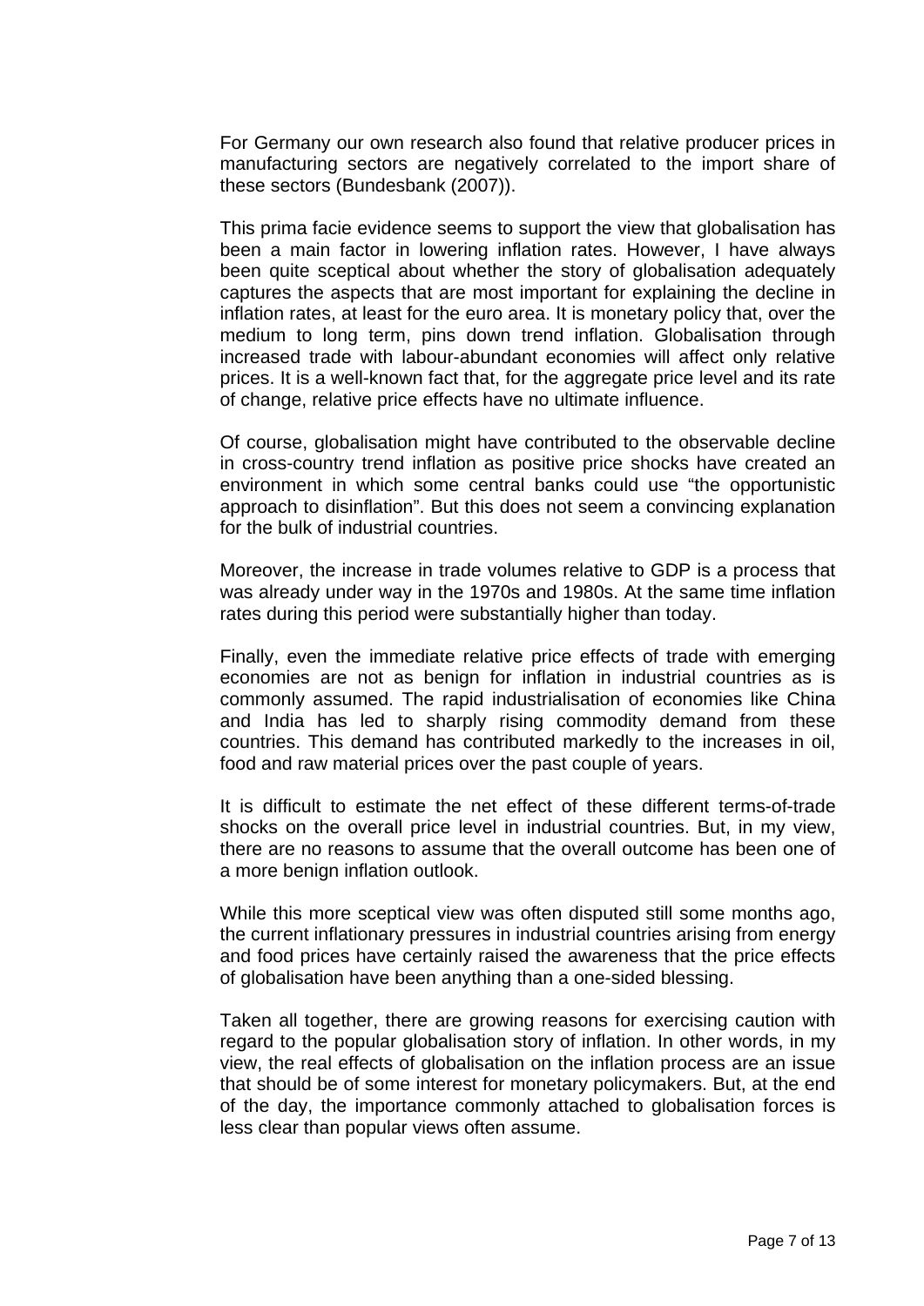For Germany our own research also found that relative producer prices in manufacturing sectors are negatively correlated to the import share of these sectors (Bundesbank (2007)).

This prima facie evidence seems to support the view that globalisation has been a main factor in lowering inflation rates. However, I have always been quite sceptical about whether the story of globalisation adequately captures the aspects that are most important for explaining the decline in inflation rates, at least for the euro area. It is monetary policy that, over the medium to long term, pins down trend inflation. Globalisation through increased trade with labour-abundant economies will affect only relative prices. It is a well-known fact that, for the aggregate price level and its rate of change, relative price effects have no ultimate influence.

Of course, globalisation might have contributed to the observable decline in cross-country trend inflation as positive price shocks have created an environment in which some central banks could use "the opportunistic approach to disinflation". But this does not seem a convincing explanation for the bulk of industrial countries.

Moreover, the increase in trade volumes relative to GDP is a process that was already under way in the 1970s and 1980s. At the same time inflation rates during this period were substantially higher than today.

Finally, even the immediate relative price effects of trade with emerging economies are not as benign for inflation in industrial countries as is commonly assumed. The rapid industrialisation of economies like China and India has led to sharply rising commodity demand from these countries. This demand has contributed markedly to the increases in oil, food and raw material prices over the past couple of years.

It is difficult to estimate the net effect of these different terms-of-trade shocks on the overall price level in industrial countries. But, in my view, there are no reasons to assume that the overall outcome has been one of a more benign inflation outlook.

While this more sceptical view was often disputed still some months ago, the current inflationary pressures in industrial countries arising from energy and food prices have certainly raised the awareness that the price effects of globalisation have been anything than a one-sided blessing.

Taken all together, there are growing reasons for exercising caution with regard to the popular globalisation story of inflation. In other words, in my view, the real effects of globalisation on the inflation process are an issue that should be of some interest for monetary policymakers. But, at the end of the day, the importance commonly attached to globalisation forces is less clear than popular views often assume.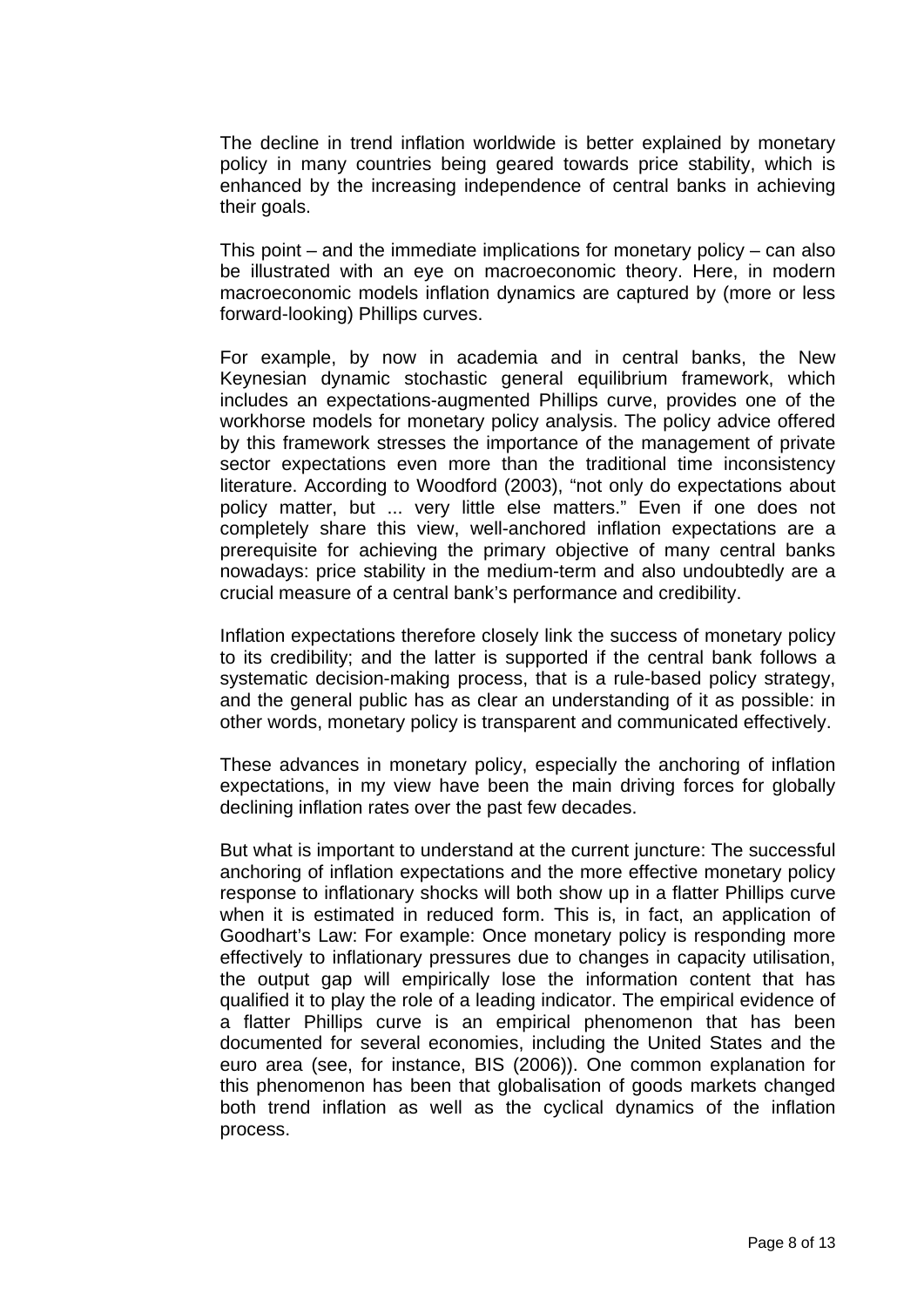The decline in trend inflation worldwide is better explained by monetary policy in many countries being geared towards price stability, which is enhanced by the increasing independence of central banks in achieving their goals.

This point – and the immediate implications for monetary policy – can also be illustrated with an eye on macroeconomic theory. Here, in modern macroeconomic models inflation dynamics are captured by (more or less forward-looking) Phillips curves.

For example, by now in academia and in central banks, the New Keynesian dynamic stochastic general equilibrium framework, which includes an expectations-augmented Phillips curve, provides one of the workhorse models for monetary policy analysis. The policy advice offered by this framework stresses the importance of the management of private sector expectations even more than the traditional time inconsistency literature. According to Woodford (2003), "not only do expectations about policy matter, but ... very little else matters." Even if one does not completely share this view, well-anchored inflation expectations are a prerequisite for achieving the primary objective of many central banks nowadays: price stability in the medium-term and also undoubtedly are a crucial measure of a central bank's performance and credibility.

Inflation expectations therefore closely link the success of monetary policy to its credibility; and the latter is supported if the central bank follows a systematic decision-making process, that is a rule-based policy strategy, and the general public has as clear an understanding of it as possible: in other words, monetary policy is transparent and communicated effectively.

These advances in monetary policy, especially the anchoring of inflation expectations, in my view have been the main driving forces for globally declining inflation rates over the past few decades.

But what is important to understand at the current juncture: The successful anchoring of inflation expectations and the more effective monetary policy response to inflationary shocks will both show up in a flatter Phillips curve when it is estimated in reduced form. This is, in fact, an application of Goodhart's Law: For example: Once monetary policy is responding more effectively to inflationary pressures due to changes in capacity utilisation, the output gap will empirically lose the information content that has qualified it to play the role of a leading indicator. The empirical evidence of a flatter Phillips curve is an empirical phenomenon that has been documented for several economies, including the United States and the euro area (see, for instance, BIS (2006)). One common explanation for this phenomenon has been that globalisation of goods markets changed both trend inflation as well as the cyclical dynamics of the inflation process.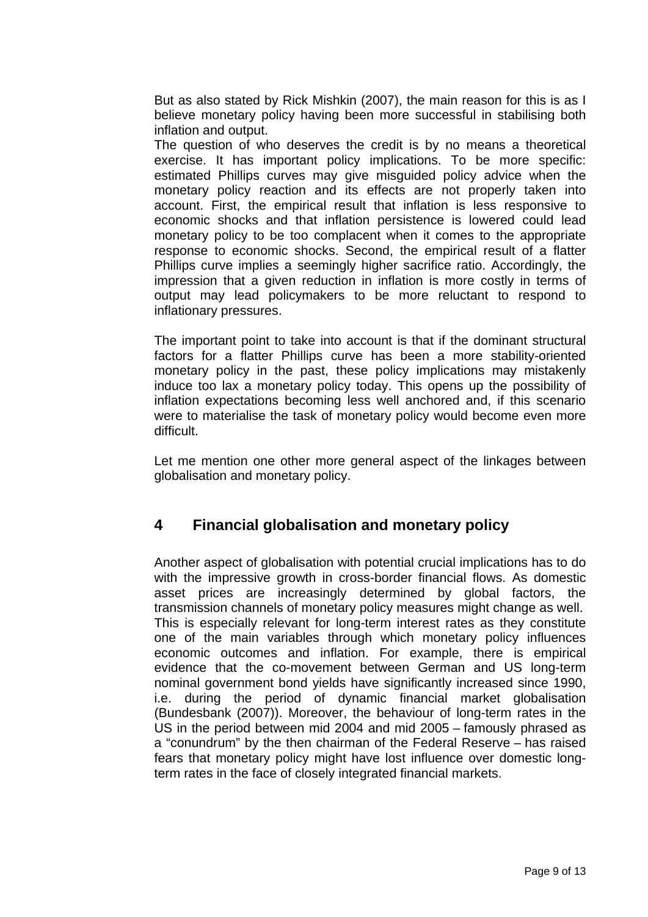But as also stated by Rick Mishkin (2007), the main reason for this is as I believe monetary policy having been more successful in stabilising both inflation and output.

The question of who deserves the credit is by no means a theoretical exercise. It has important policy implications. To be more specific: estimated Phillips curves may give misguided policy advice when the monetary policy reaction and its effects are not properly taken into account. First, the empirical result that inflation is less responsive to economic shocks and that inflation persistence is lowered could lead monetary policy to be too complacent when it comes to the appropriate response to economic shocks. Second, the empirical result of a flatter Phillips curve implies a seemingly higher sacrifice ratio. Accordingly, the impression that a given reduction in inflation is more costly in terms of output may lead policymakers to be more reluctant to respond to inflationary pressures.

The important point to take into account is that if the dominant structural factors for a flatter Phillips curve has been a more stability-oriented monetary policy in the past, these policy implications may mistakenly induce too lax a monetary policy today. This opens up the possibility of inflation expectations becoming less well anchored and, if this scenario were to materialise the task of monetary policy would become even more difficult.

Let me mention one other more general aspect of the linkages between globalisation and monetary policy.

## 4 Financial globalisation and monetary policy

Another aspect of globalisation with potential crucial implications has to do with the impressive growth in cross-border financial flows. As domestic asset prices are increasingly determined by global factors, the transmission channels of monetary policy measures might change as well. This is especially relevant for long-term interest rates as they constitute one of the main variables through which monetary policy influences economic outcomes and inflation. For example, there is empirical evidence that the co-movement between German and US long-term nominal government bond yields have significantly increased since 1990, i.e. during the period of dynamic financial market globalisation (Bundesbank (2007)). Moreover, the behaviour of long-term rates in the US in the period between mid 2004 and mid 2005 – famously phrased as a "conundrum" by the then chairman of the Federal Reserve – has raised fears that monetary policy might have lost influence over domestic long-term rates in the face of closely integrated financial markets.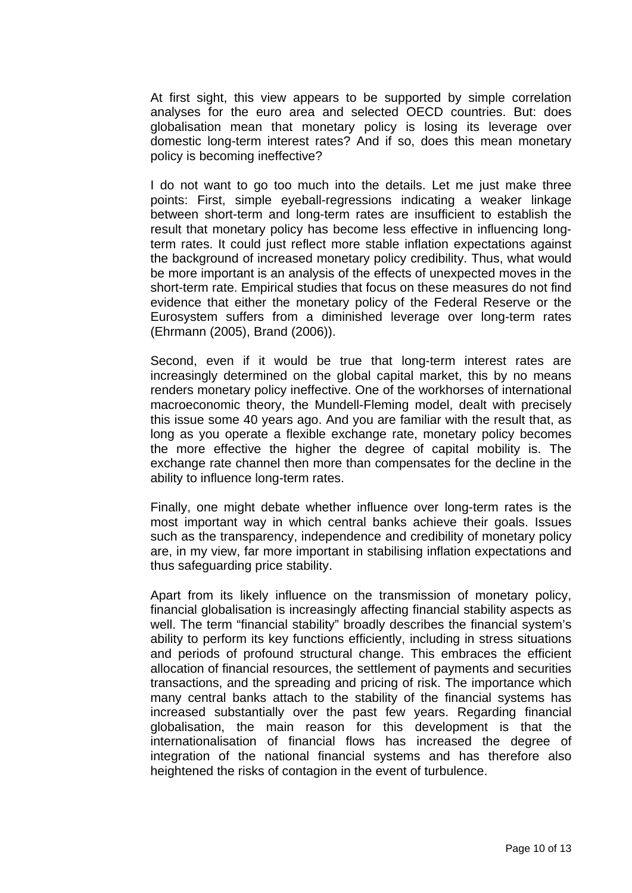At first sight, this view appears to be supported by simple correlation analyses for the euro area and selected OECD countries. But: does globalisation mean that monetary policy is losing its leverage over domestic long-term interest rates? And if so, does this mean monetary policy is becoming ineffective?

I do not want to go too much into the details. Let me just make three points: First, simple eyeball-regressions indicating a weaker linkage between short-term and long-term rates are insufficient to establish the result that monetary policy has become less effective in influencing long-term rates. It could just reflect more stable inflation expectations against the background of increased monetary policy credibility. Thus, what would be more important is an analysis of the effects of unexpected moves in the short-term rate. Empirical studies that focus on these measures do not find evidence that either the monetary policy of the Federal Reserve or the Eurosystem suffers from a diminished leverage over long-term rates (Ehrmann (2005), Brand (2006)).

Second, even if it would be true that long-term interest rates are increasingly determined on the global capital market, this by no means renders monetary policy ineffective. One of the workhorses of international macroeconomic theory, the Mundell-Fleming model, dealt with precisely this issue some 40 years ago. And you are familiar with the result that, as long as you operate a flexible exchange rate, monetary policy becomes the more effective the higher the degree of capital mobility is. The exchange rate channel then more than compensates for the decline in the ability to influence long-term rates.

Finally, one might debate whether influence over long-term rates is the most important way in which central banks achieve their goals. Issues such as the transparency, independence and credibility of monetary policy are, in my view, far more important in stabilising inflation expectations and thus safeguarding price stability.

Apart from its likely influence on the transmission of monetary policy, financial globalisation is increasingly affecting financial stability aspects as well. The term "financial stability" broadly describes the financial system's ability to perform its key functions efficiently, including in stress situations and periods of profound structural change. This embraces the efficient allocation of financial resources, the settlement of payments and securities transactions, and the spreading and pricing of risk. The importance which many central banks attach to the stability of the financial systems has increased substantially over the past few years. Regarding financial globalisation, the main reason for this development is that the internationalisation of financial flows has increased the degree of integration of the national financial systems and has therefore also heightened the risks of contagion in the event of turbulence.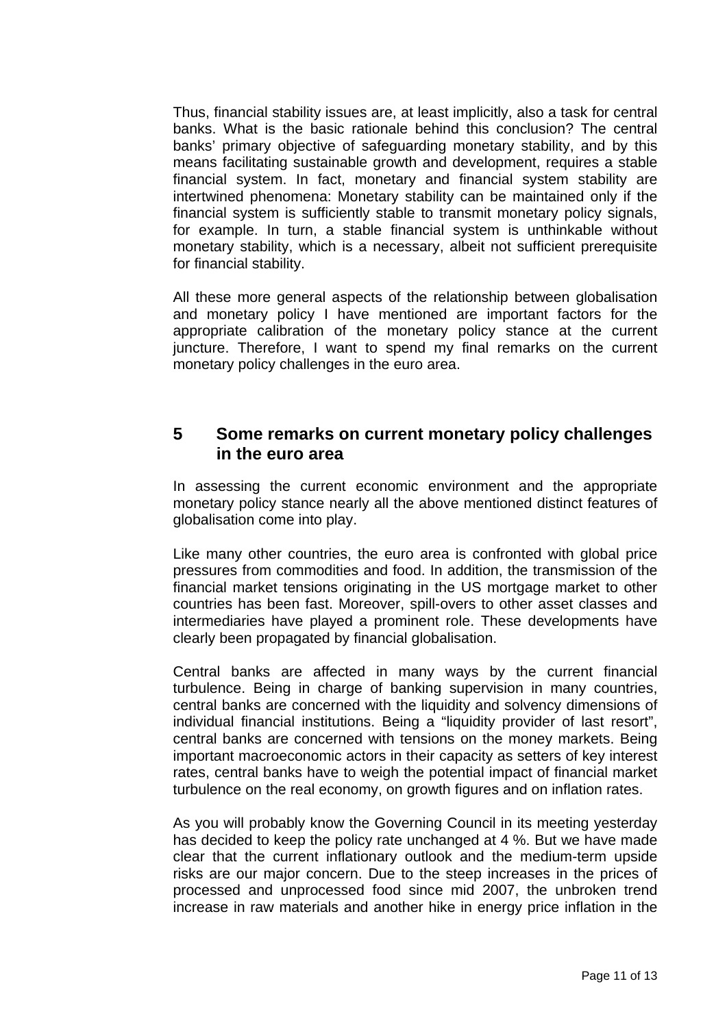Thus, financial stability issues are, at least implicitly, also a task for central banks. What is the basic rationale behind this conclusion? The central banks' primary objective of safeguarding monetary stability, and by this means facilitating sustainable growth and development, requires a stable financial system. In fact, monetary and financial system stability are intertwined phenomena: Monetary stability can be maintained only if the financial system is sufficiently stable to transmit monetary policy signals, for example. In turn, a stable financial system is unthinkable without monetary stability, which is a necessary, albeit not sufficient prerequisite for financial stability.

All these more general aspects of the relationship between globalisation and monetary policy I have mentioned are important factors for the appropriate calibration of the monetary policy stance at the current juncture. Therefore, I want to spend my final remarks on the current monetary policy challenges in the euro area.

## 5 Some remarks on current monetary policy challenges in the euro area

In assessing the current economic environment and the appropriate monetary policy stance nearly all the above mentioned distinct features of globalisation come into play.

Like many other countries, the euro area is confronted with global price pressures from commodities and food. In addition, the transmission of the financial market tensions originating in the US mortgage market to other countries has been fast. Moreover, spill-overs to other asset classes and intermediaries have played a prominent role. These developments have clearly been propagated by financial globalisation.

Central banks are affected in many ways by the current financial turbulence. Being in charge of banking supervision in many countries, central banks are concerned with the liquidity and solvency dimensions of individual financial institutions. Being a "liquidity provider of last resort", central banks are concerned with tensions on the money markets. Being important macroeconomic actors in their capacity as setters of key interest rates, central banks have to weigh the potential impact of financial market turbulence on the real economy, on growth figures and on inflation rates.

As you will probably know the Governing Council in its meeting yesterday has decided to keep the policy rate unchanged at 4 %. But we have made clear that the current inflationary outlook and the medium-term upside risks are our major concern. Due to the steep increases in the prices of processed and unprocessed food since mid 2007, the unbroken trend increase in raw materials and another hike in energy price inflation in the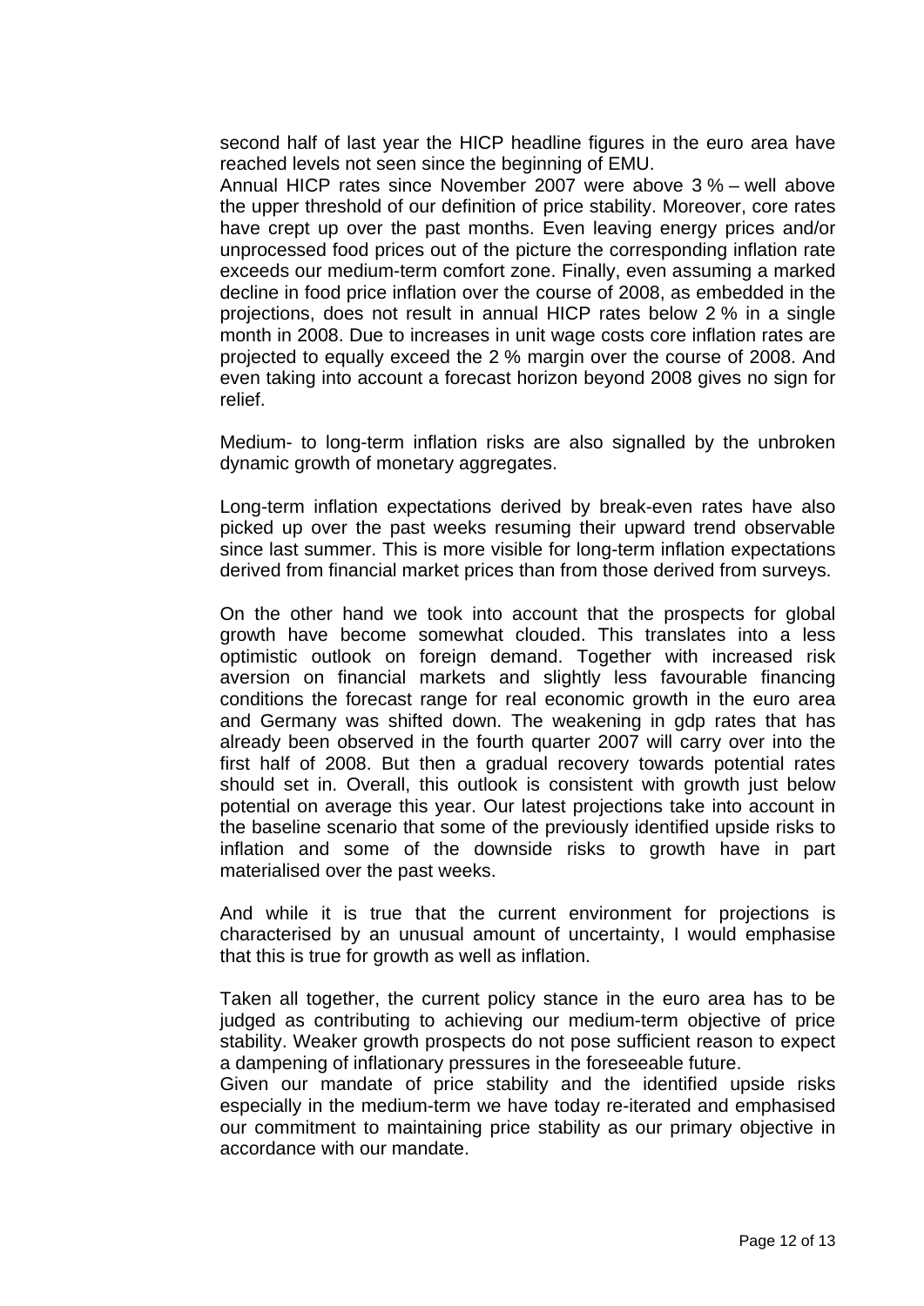second half of last year the HICP headline figures in the euro area have reached levels not seen since the beginning of EMU.

Annual HICP rates since November 2007 were above 3 % – well above the upper threshold of our definition of price stability. Moreover, core rates have crept up over the past months. Even leaving energy prices and/or unprocessed food prices out of the picture the corresponding inflation rate exceeds our medium-term comfort zone. Finally, even assuming a marked decline in food price inflation over the course of 2008, as embedded in the projections, does not result in annual HICP rates below 2 % in a single month in 2008. Due to increases in unit wage costs core inflation rates are projected to equally exceed the 2 % margin over the course of 2008. And even taking into account a forecast horizon beyond 2008 gives no sign for relief.

Medium- to long-term inflation risks are also signalled by the unbroken dynamic growth of monetary aggregates.

Long-term inflation expectations derived by break-even rates have also picked up over the past weeks resuming their upward trend observable since last summer. This is more visible for long-term inflation expectations derived from financial market prices than from those derived from surveys.

On the other hand we took into account that the prospects for global growth have become somewhat clouded. This translates into a less optimistic outlook on foreign demand. Together with increased risk aversion on financial markets and slightly less favourable financing conditions the forecast range for real economic growth in the euro area and Germany was shifted down. The weakening in gdp rates that has already been observed in the fourth quarter 2007 will carry over into the first half of 2008. But then a gradual recovery towards potential rates should set in. Overall, this outlook is consistent with growth just below potential on average this year. Our latest projections take into account in the baseline scenario that some of the previously identified upside risks to inflation and some of the downside risks to growth have in part materialised over the past weeks.

And while it is true that the current environment for projections is characterised by an unusual amount of uncertainty, I would emphasise that this is true for growth as well as inflation.

Taken all together, the current policy stance in the euro area has to be judged as contributing to achieving our medium-term objective of price stability. Weaker growth prospects do not pose sufficient reason to expect a dampening of inflationary pressures in the foreseeable future.

Given our mandate of price stability and the identified upside risks especially in the medium-term we have today re-iterated and emphasised our commitment to maintaining price stability as our primary objective in accordance with our mandate.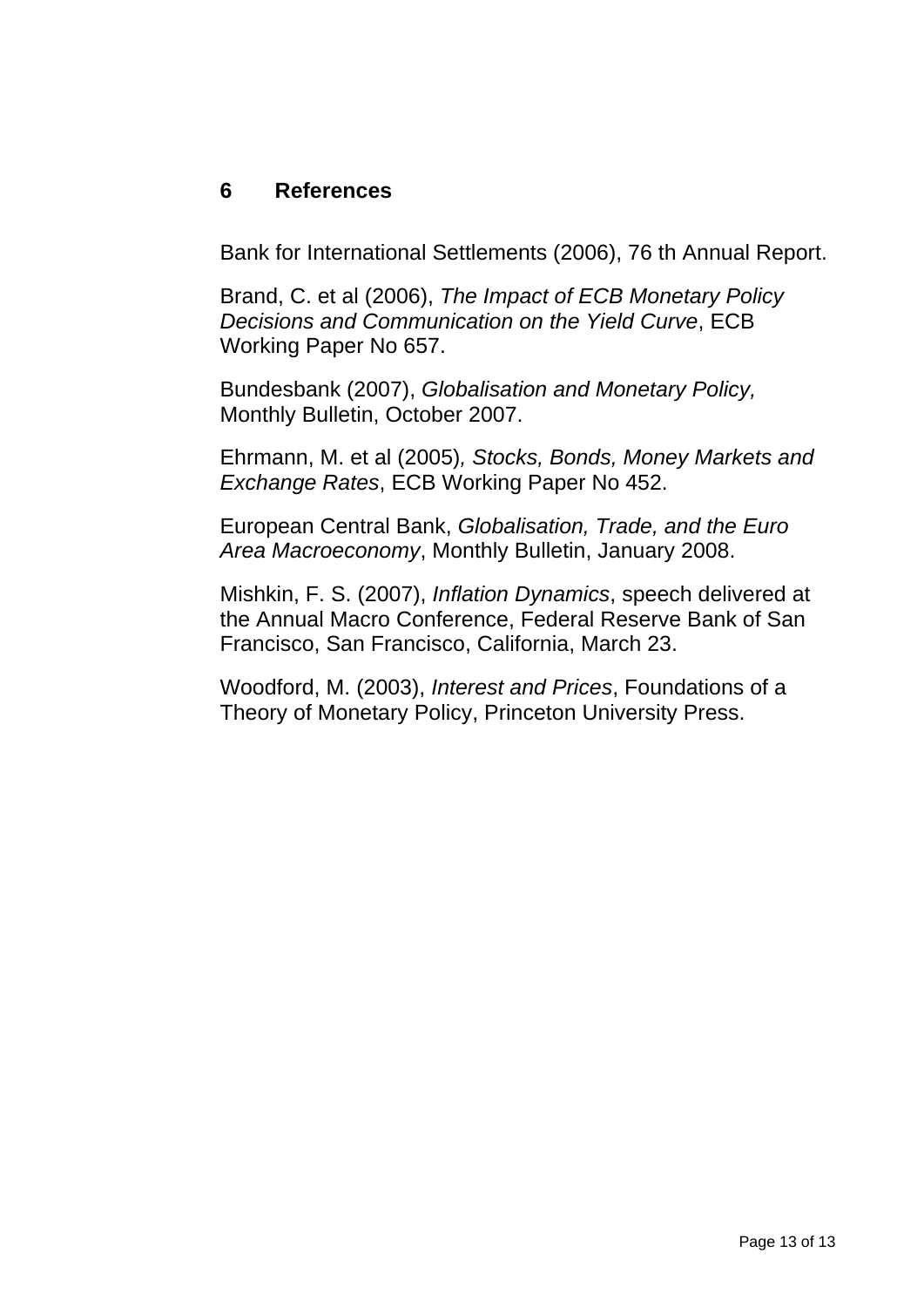## 6 References

Bank for International Settlements (2006), 76 th Annual Report.

Brand, C. et al (2006), *The Impact of ECB Monetary Policy Decisions and Communication on the Yield Curve*, ECB Working Paper No 657.

Bundesbank (2007), *Globalisation and Monetary Policy,* Monthly Bulletin, October 2007.

Ehrmann, M. et al (2005)*, Stocks, Bonds, Money Markets and Exchange Rates*, ECB Working Paper No 452.

European Central Bank, *Globalisation, Trade, and the Euro Area Macroeconomy*, Monthly Bulletin, January 2008.

Mishkin, F. S. (2007), *Inflation Dynamics*, speech delivered at the Annual Macro Conference, Federal Reserve Bank of San Francisco, San Francisco, California, March 23.

Woodford, M. (2003), *Interest and Prices*, Foundations of a Theory of Monetary Policy, Princeton University Press.